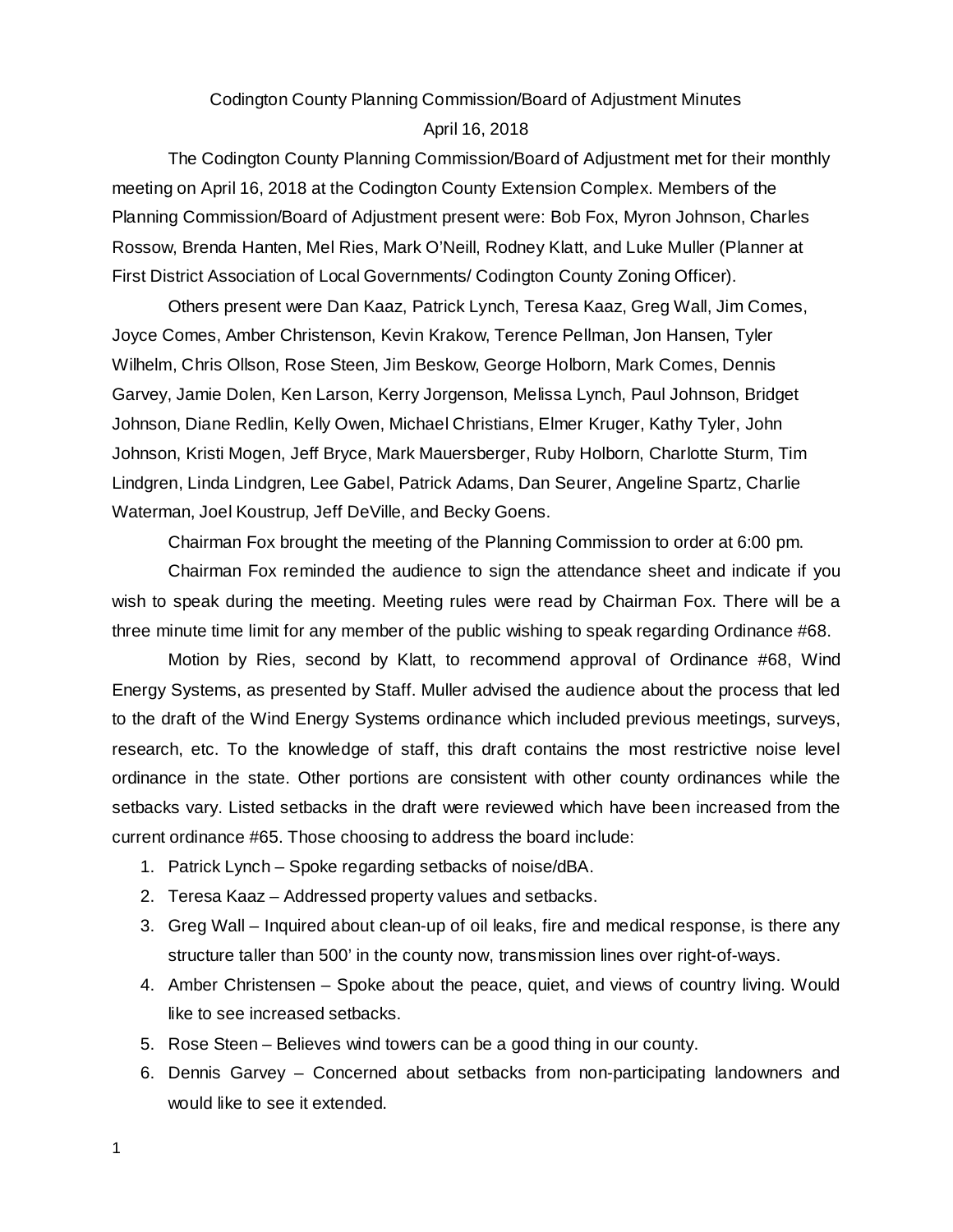Codington County Planning Commission/Board of Adjustment Minutes

April 16, 2018

The Codington County Planning Commission/Board of Adjustment met for their monthly meeting on April 16, 2018 at the Codington County Extension Complex. Members of the Planning Commission/Board of Adjustment present were: Bob Fox, Myron Johnson, Charles Rossow, Brenda Hanten, Mel Ries, Mark O'Neill, Rodney Klatt, and Luke Muller (Planner at First District Association of Local Governments/ Codington County Zoning Officer).

Others present were Dan Kaaz, Patrick Lynch, Teresa Kaaz, Greg Wall, Jim Comes, Joyce Comes, Amber Christenson, Kevin Krakow, Terence Pellman, Jon Hansen, Tyler Wilhelm, Chris Ollson, Rose Steen, Jim Beskow, George Holborn, Mark Comes, Dennis Garvey, Jamie Dolen, Ken Larson, Kerry Jorgenson, Melissa Lynch, Paul Johnson, Bridget Johnson, Diane Redlin, Kelly Owen, Michael Christians, Elmer Kruger, Kathy Tyler, John Johnson, Kristi Mogen, Jeff Bryce, Mark Mauersberger, Ruby Holborn, Charlotte Sturm, Tim Lindgren, Linda Lindgren, Lee Gabel, Patrick Adams, Dan Seurer, Angeline Spartz, Charlie Waterman, Joel Koustrup, Jeff DeVille, and Becky Goens.

Chairman Fox brought the meeting of the Planning Commission to order at 6:00 pm.

Chairman Fox reminded the audience to sign the attendance sheet and indicate if you wish to speak during the meeting. Meeting rules were read by Chairman Fox. There will be a three minute time limit for any member of the public wishing to speak regarding Ordinance #68.

Motion by Ries, second by Klatt, to recommend approval of Ordinance #68, Wind Energy Systems, as presented by Staff. Muller advised the audience about the process that led to the draft of the Wind Energy Systems ordinance which included previous meetings, surveys, research, etc. To the knowledge of staff, this draft contains the most restrictive noise level ordinance in the state. Other portions are consistent with other county ordinances while the setbacks vary. Listed setbacks in the draft were reviewed which have been increased from the current ordinance #65. Those choosing to address the board include:

1. Patrick Lynch – Spoke regarding setbacks of noise/dBA.
2. Teresa Kaaz – Addressed property values and setbacks.
3. Greg Wall – Inquired about clean-up of oil leaks, fire and medical response, is there any structure taller than 500' in the county now, transmission lines over right-of-ways.
4. Amber Christensen – Spoke about the peace, quiet, and views of country living. Would like to see increased setbacks.
5. Rose Steen – Believes wind towers can be a good thing in our county.
6. Dennis Garvey – Concerned about setbacks from non-participating landowners and would like to see it extended.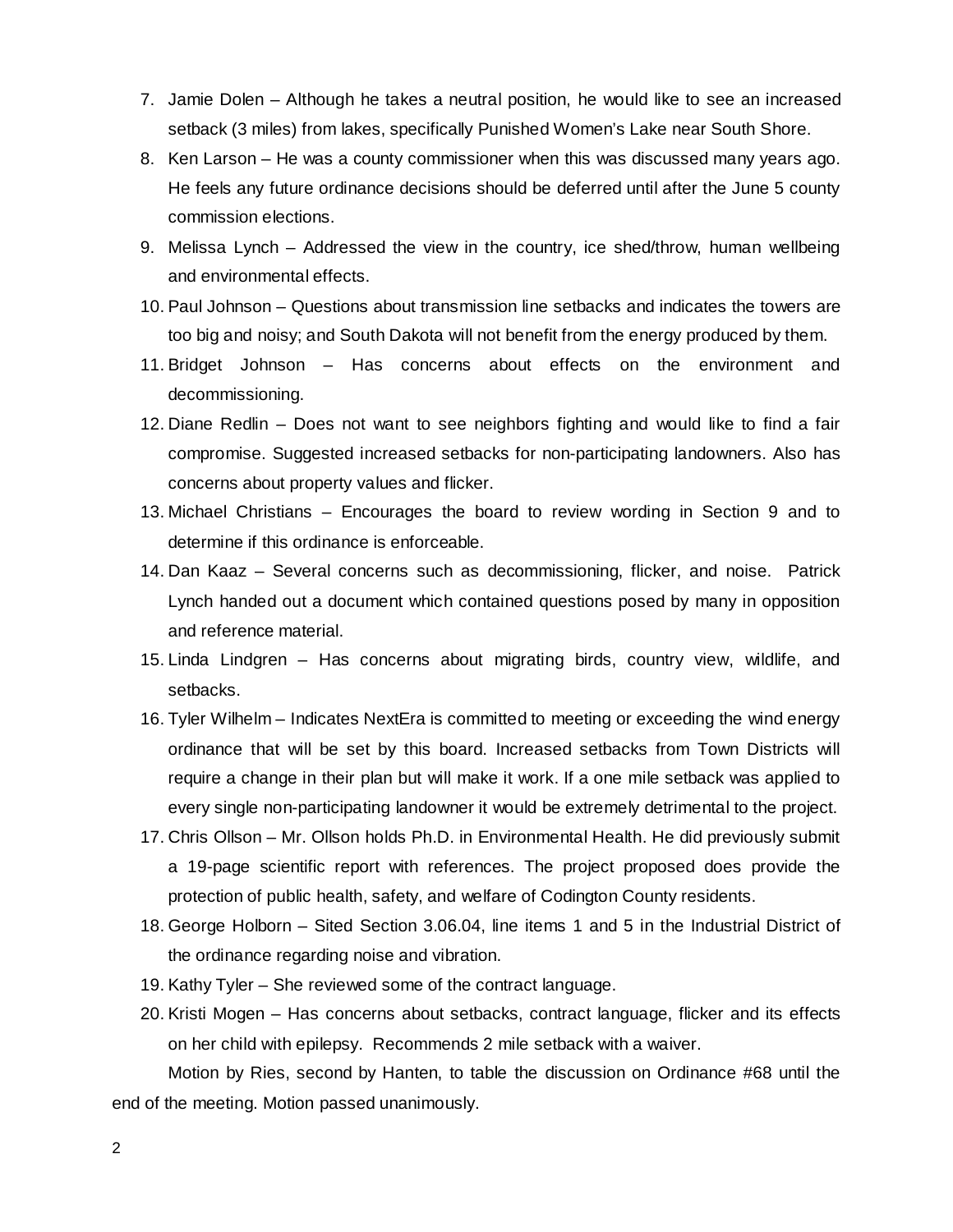7. Jamie Dolen – Although he takes a neutral position, he would like to see an increased setback (3 miles) from lakes, specifically Punished Women's Lake near South Shore.
8. Ken Larson – He was a county commissioner when this was discussed many years ago. He feels any future ordinance decisions should be deferred until after the June 5 county commission elections.
9. Melissa Lynch – Addressed the view in the country, ice shed/throw, human wellbeing and environmental effects.
10. Paul Johnson – Questions about transmission line setbacks and indicates the towers are too big and noisy; and South Dakota will not benefit from the energy produced by them.
11. Bridget Johnson – Has concerns about effects on the environment and decommissioning.
12. Diane Redlin – Does not want to see neighbors fighting and would like to find a fair compromise. Suggested increased setbacks for non-participating landowners. Also has concerns about property values and flicker.
13. Michael Christians – Encourages the board to review wording in Section 9 and to determine if this ordinance is enforceable.
14. Dan Kaaz – Several concerns such as decommissioning, flicker, and noise. Patrick Lynch handed out a document which contained questions posed by many in opposition and reference material.
15. Linda Lindgren – Has concerns about migrating birds, country view, wildlife, and setbacks.
16. Tyler Wilhelm – Indicates NextEra is committed to meeting or exceeding the wind energy ordinance that will be set by this board. Increased setbacks from Town Districts will require a change in their plan but will make it work. If a one mile setback was applied to every single non-participating landowner it would be extremely detrimental to the project.
17. Chris Ollson – Mr. Ollson holds Ph.D. in Environmental Health. He did previously submit a 19-page scientific report with references. The project proposed does provide the protection of public health, safety, and welfare of Codington County residents.
18. George Holborn – Sited Section 3.06.04, line items 1 and 5 in the Industrial District of the ordinance regarding noise and vibration.
19. Kathy Tyler – She reviewed some of the contract language.
20. Kristi Mogen – Has concerns about setbacks, contract language, flicker and its effects on her child with epilepsy. Recommends 2 mile setback with a waiver.

Motion by Ries, second by Hanten, to table the discussion on Ordinance #68 until the end of the meeting. Motion passed unanimously.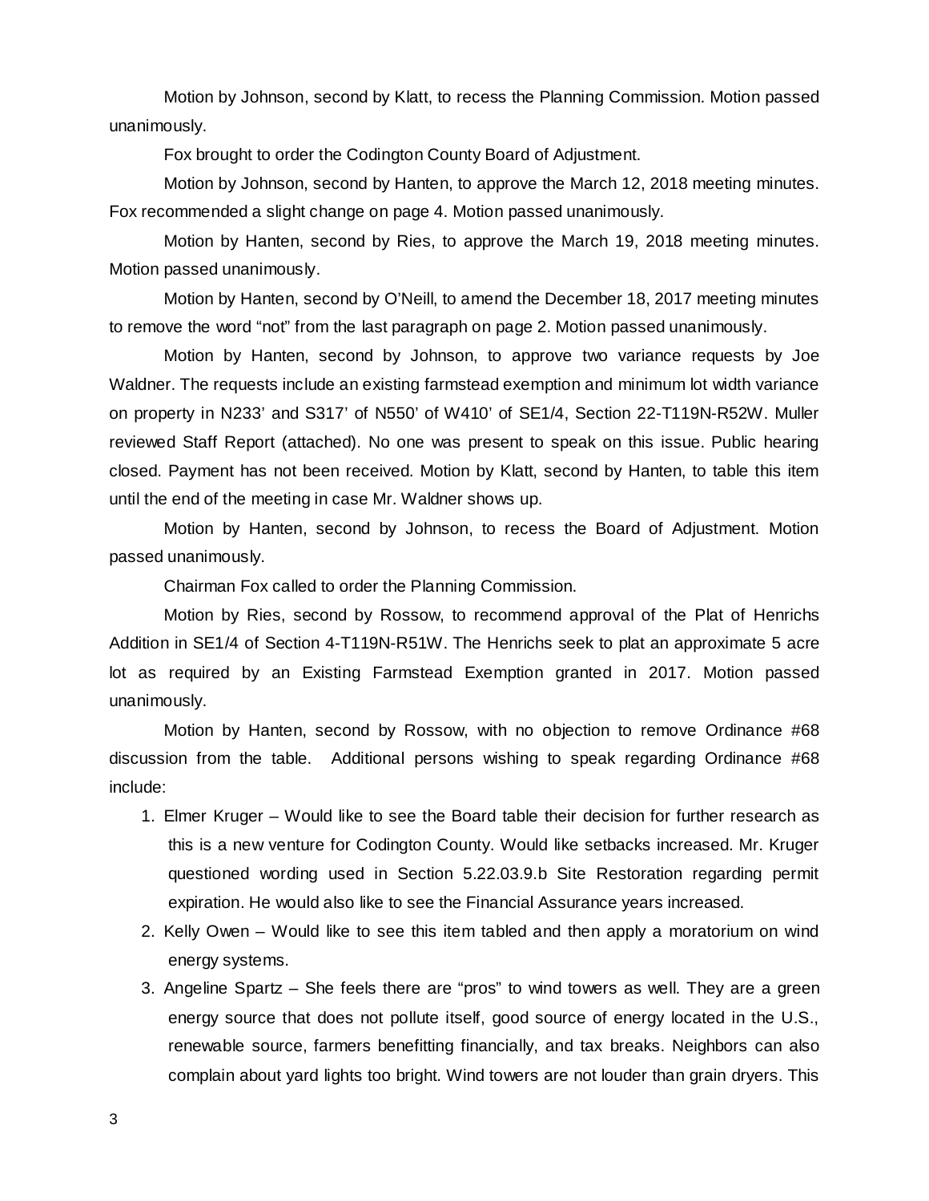Motion by Johnson, second by Klatt, to recess the Planning Commission. Motion passed unanimously.

Fox brought to order the Codington County Board of Adjustment.

Motion by Johnson, second by Hanten, to approve the March 12, 2018 meeting minutes. Fox recommended a slight change on page 4. Motion passed unanimously.

Motion by Hanten, second by Ries, to approve the March 19, 2018 meeting minutes. Motion passed unanimously.

Motion by Hanten, second by O'Neill, to amend the December 18, 2017 meeting minutes to remove the word "not" from the last paragraph on page 2. Motion passed unanimously.

Motion by Hanten, second by Johnson, to approve two variance requests by Joe Waldner. The requests include an existing farmstead exemption and minimum lot width variance on property in N233' and S317' of N550' of W410' of SE1/4, Section 22-T119N-R52W. Muller reviewed Staff Report (attached). No one was present to speak on this issue. Public hearing closed. Payment has not been received. Motion by Klatt, second by Hanten, to table this item until the end of the meeting in case Mr. Waldner shows up.

Motion by Hanten, second by Johnson, to recess the Board of Adjustment. Motion passed unanimously.

Chairman Fox called to order the Planning Commission.

Motion by Ries, second by Rossow, to recommend approval of the Plat of Henrichs Addition in SE1/4 of Section 4-T119N-R51W. The Henrichs seek to plat an approximate 5 acre lot as required by an Existing Farmstead Exemption granted in 2017. Motion passed unanimously.

Motion by Hanten, second by Rossow, with no objection to remove Ordinance #68 discussion from the table. Additional persons wishing to speak regarding Ordinance #68 include:

1. Elmer Kruger – Would like to see the Board table their decision for further research as this is a new venture for Codington County. Would like setbacks increased. Mr. Kruger questioned wording used in Section 5.22.03.9.b Site Restoration regarding permit expiration. He would also like to see the Financial Assurance years increased.
2. Kelly Owen – Would like to see this item tabled and then apply a moratorium on wind energy systems.
3. Angeline Spartz – She feels there are "pros" to wind towers as well. They are a green energy source that does not pollute itself, good source of energy located in the U.S., renewable source, farmers benefitting financially, and tax breaks. Neighbors can also complain about yard lights too bright. Wind towers are not louder than grain dryers. This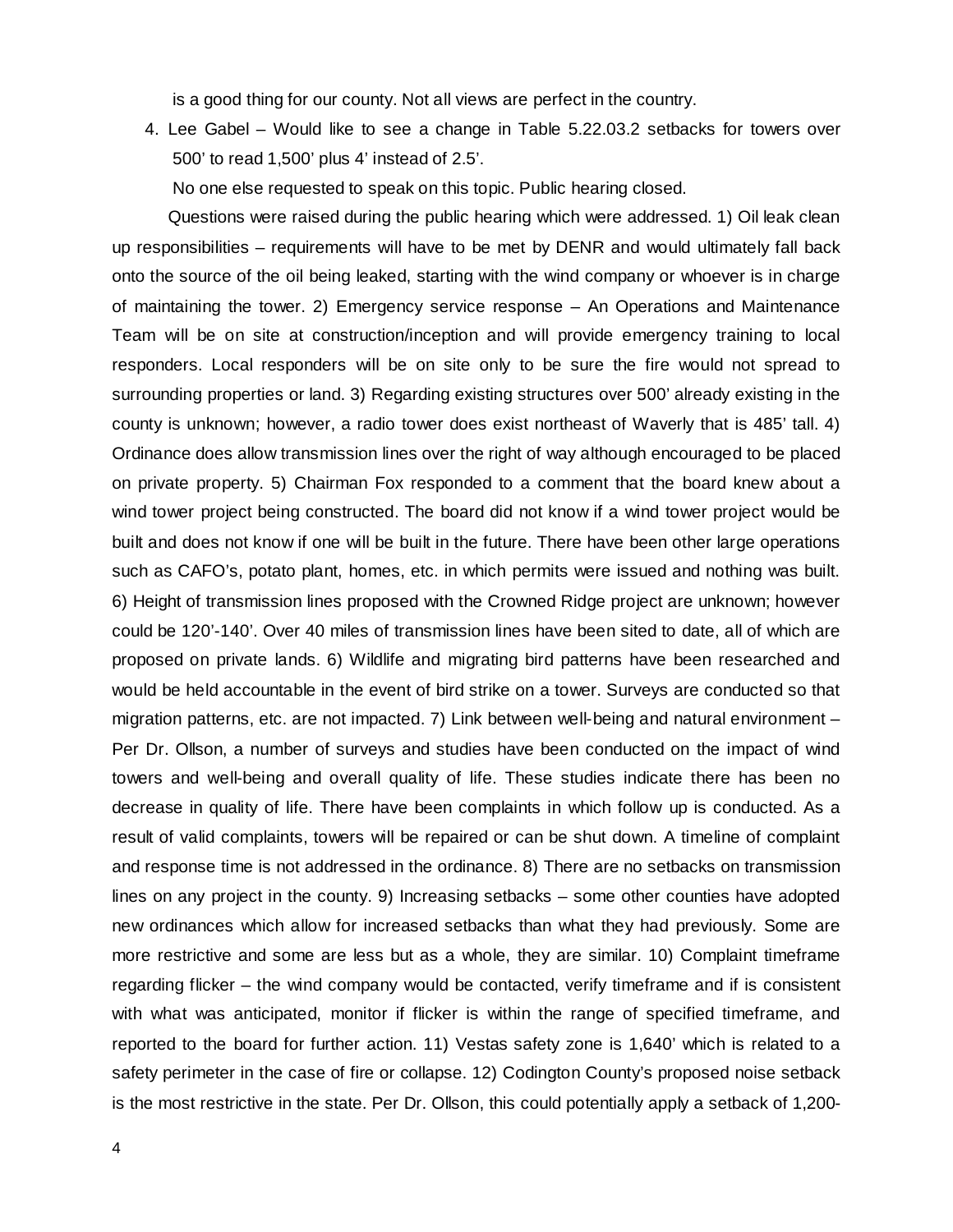is a good thing for our county. Not all views are perfect in the country.

4. Lee Gabel – Would like to see a change in Table 5.22.03.2 setbacks for towers over 500' to read 1,500' plus 4' instead of 2.5'.

No one else requested to speak on this topic. Public hearing closed.

Questions were raised during the public hearing which were addressed. 1) Oil leak clean up responsibilities – requirements will have to be met by DENR and would ultimately fall back onto the source of the oil being leaked, starting with the wind company or whoever is in charge of maintaining the tower. 2) Emergency service response – An Operations and Maintenance Team will be on site at construction/inception and will provide emergency training to local responders. Local responders will be on site only to be sure the fire would not spread to surrounding properties or land. 3) Regarding existing structures over 500' already existing in the county is unknown; however, a radio tower does exist northeast of Waverly that is 485' tall. 4) Ordinance does allow transmission lines over the right of way although encouraged to be placed on private property. 5) Chairman Fox responded to a comment that the board knew about a wind tower project being constructed. The board did not know if a wind tower project would be built and does not know if one will be built in the future. There have been other large operations such as CAFO's, potato plant, homes, etc. in which permits were issued and nothing was built. 6) Height of transmission lines proposed with the Crowned Ridge project are unknown; however could be 120'-140'. Over 40 miles of transmission lines have been sited to date, all of which are proposed on private lands. 6) Wildlife and migrating bird patterns have been researched and would be held accountable in the event of bird strike on a tower. Surveys are conducted so that migration patterns, etc. are not impacted. 7) Link between well-being and natural environment – Per Dr. Ollson, a number of surveys and studies have been conducted on the impact of wind towers and well-being and overall quality of life. These studies indicate there has been no decrease in quality of life. There have been complaints in which follow up is conducted. As a result of valid complaints, towers will be repaired or can be shut down. A timeline of complaint and response time is not addressed in the ordinance. 8) There are no setbacks on transmission lines on any project in the county. 9) Increasing setbacks – some other counties have adopted new ordinances which allow for increased setbacks than what they had previously. Some are more restrictive and some are less but as a whole, they are similar. 10) Complaint timeframe regarding flicker – the wind company would be contacted, verify timeframe and if is consistent with what was anticipated, monitor if flicker is within the range of specified timeframe, and reported to the board for further action. 11) Vestas safety zone is 1,640' which is related to a safety perimeter in the case of fire or collapse. 12) Codington County's proposed noise setback is the most restrictive in the state. Per Dr. Ollson, this could potentially apply a setback of 1,200-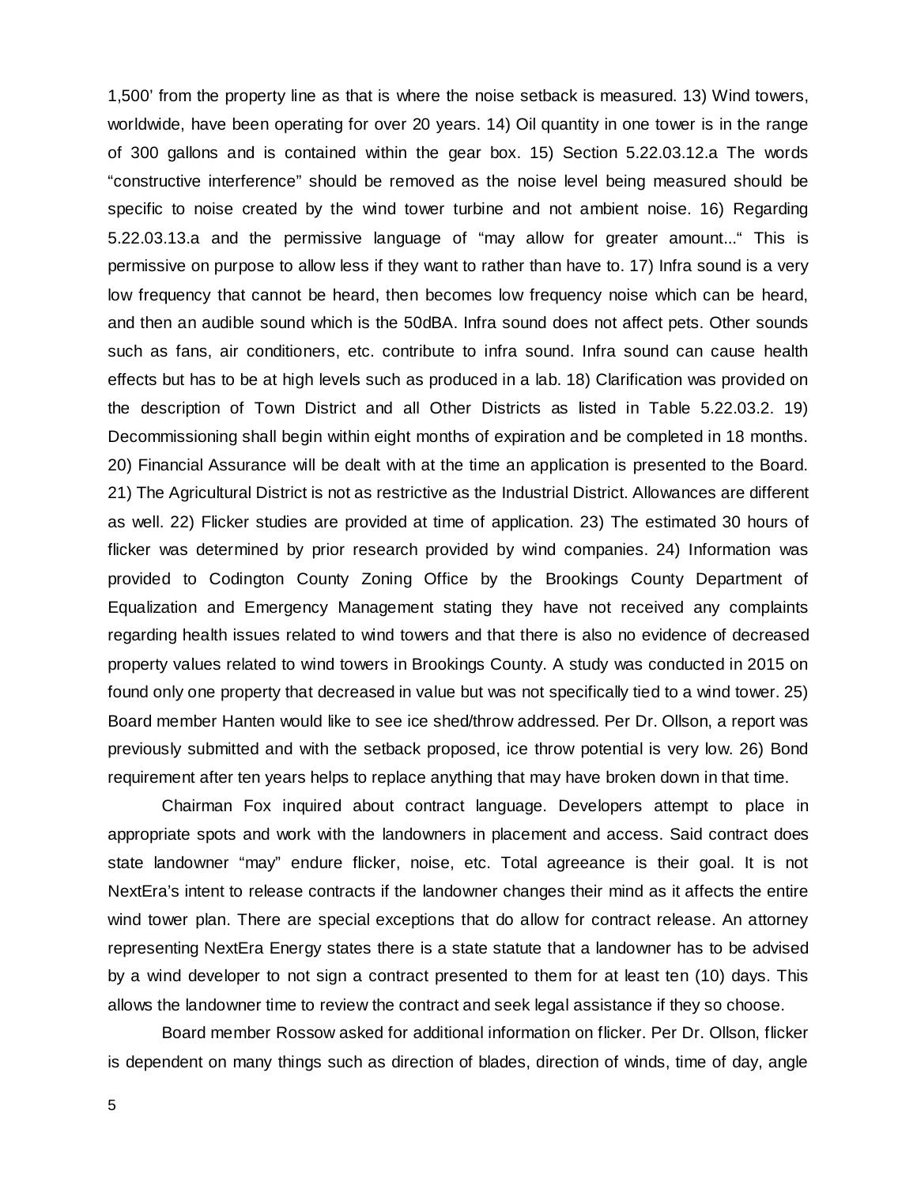1,500’ from the property line as that is where the noise setback is measured. 13) Wind towers, worldwide, have been operating for over 20 years. 14) Oil quantity in one tower is in the range of 300 gallons and is contained within the gear box. 15) Section 5.22.03.12.a The words “constructive interference” should be removed as the noise level being measured should be specific to noise created by the wind tower turbine and not ambient noise. 16) Regarding 5.22.03.13.a and the permissive language of “may allow for greater amount...“ This is permissive on purpose to allow less if they want to rather than have to. 17) Infra sound is a very low frequency that cannot be heard, then becomes low frequency noise which can be heard, and then an audible sound which is the 50dBA. Infra sound does not affect pets. Other sounds such as fans, air conditioners, etc. contribute to infra sound. Infra sound can cause health effects but has to be at high levels such as produced in a lab. 18) Clarification was provided on the description of Town District and all Other Districts as listed in Table 5.22.03.2. 19) Decommissioning shall begin within eight months of expiration and be completed in 18 months. 20) Financial Assurance will be dealt with at the time an application is presented to the Board. 21) The Agricultural District is not as restrictive as the Industrial District. Allowances are different as well. 22) Flicker studies are provided at time of application. 23) The estimated 30 hours of flicker was determined by prior research provided by wind companies. 24) Information was provided to Codington County Zoning Office by the Brookings County Department of Equalization and Emergency Management stating they have not received any complaints regarding health issues related to wind towers and that there is also no evidence of decreased property values related to wind towers in Brookings County. A study was conducted in 2015 on found only one property that decreased in value but was not specifically tied to a wind tower. 25) Board member Hanten would like to see ice shed/throw addressed. Per Dr. Ollson, a report was previously submitted and with the setback proposed, ice throw potential is very low. 26) Bond requirement after ten years helps to replace anything that may have broken down in that time.

Chairman Fox inquired about contract language. Developers attempt to place in appropriate spots and work with the landowners in placement and access. Said contract does state landowner “may” endure flicker, noise, etc. Total agreeance is their goal. It is not NextEra’s intent to release contracts if the landowner changes their mind as it affects the entire wind tower plan. There are special exceptions that do allow for contract release. An attorney representing NextEra Energy states there is a state statute that a landowner has to be advised by a wind developer to not sign a contract presented to them for at least ten (10) days. This allows the landowner time to review the contract and seek legal assistance if they so choose.

Board member Rossow asked for additional information on flicker. Per Dr. Ollson, flicker is dependent on many things such as direction of blades, direction of winds, time of day, angle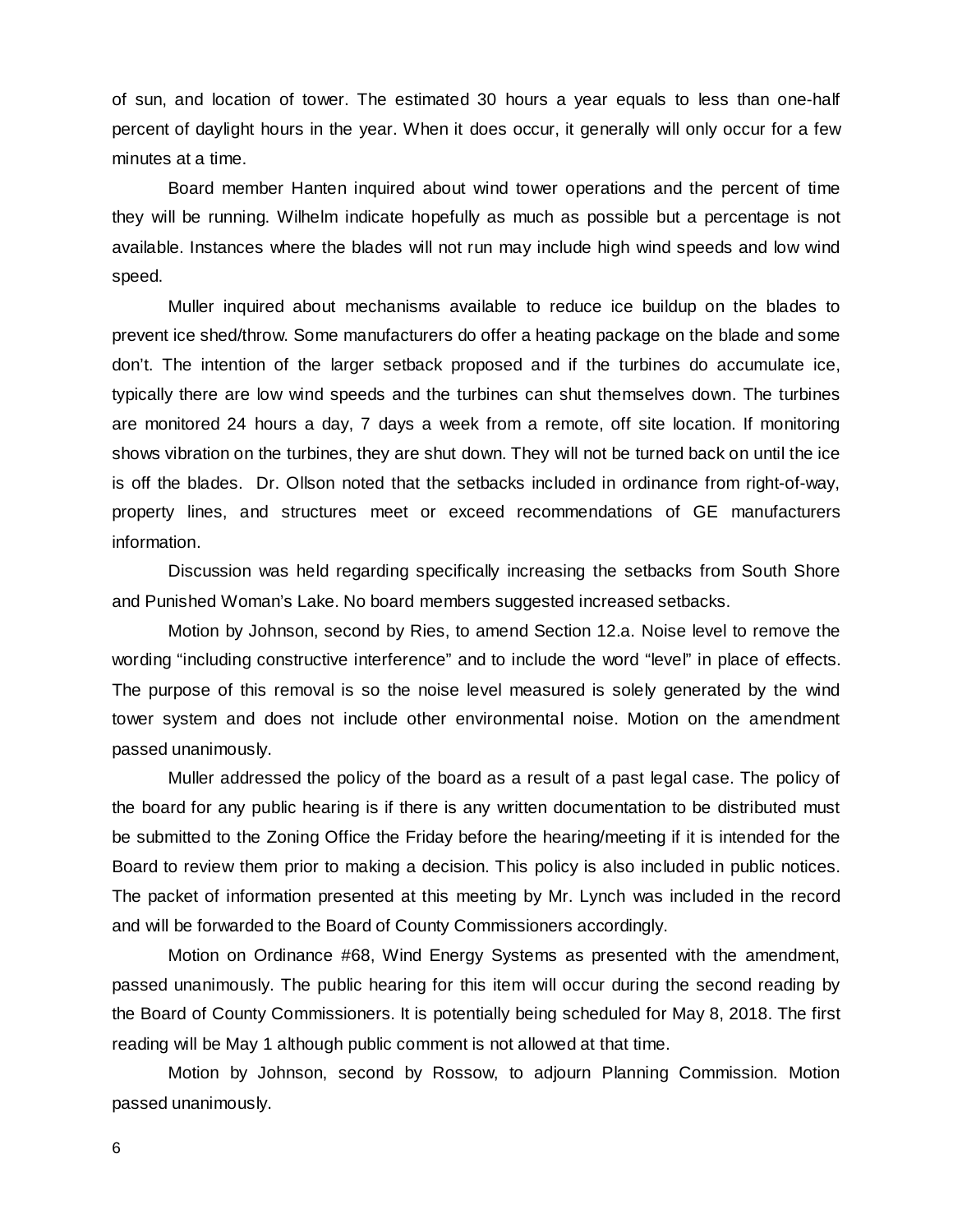of sun, and location of tower. The estimated 30 hours a year equals to less than one-half percent of daylight hours in the year. When it does occur, it generally will only occur for a few minutes at a time.

Board member Hanten inquired about wind tower operations and the percent of time they will be running. Wilhelm indicate hopefully as much as possible but a percentage is not available. Instances where the blades will not run may include high wind speeds and low wind speed.

Muller inquired about mechanisms available to reduce ice buildup on the blades to prevent ice shed/throw. Some manufacturers do offer a heating package on the blade and some don't. The intention of the larger setback proposed and if the turbines do accumulate ice, typically there are low wind speeds and the turbines can shut themselves down. The turbines are monitored 24 hours a day, 7 days a week from a remote, off site location. If monitoring shows vibration on the turbines, they are shut down. They will not be turned back on until the ice is off the blades. Dr. Ollson noted that the setbacks included in ordinance from right-of-way, property lines, and structures meet or exceed recommendations of GE manufacturers information.

Discussion was held regarding specifically increasing the setbacks from South Shore and Punished Woman's Lake. No board members suggested increased setbacks.

Motion by Johnson, second by Ries, to amend Section 12.a. Noise level to remove the wording "including constructive interference" and to include the word "level" in place of effects. The purpose of this removal is so the noise level measured is solely generated by the wind tower system and does not include other environmental noise. Motion on the amendment passed unanimously.

Muller addressed the policy of the board as a result of a past legal case. The policy of the board for any public hearing is if there is any written documentation to be distributed must be submitted to the Zoning Office the Friday before the hearing/meeting if it is intended for the Board to review them prior to making a decision. This policy is also included in public notices. The packet of information presented at this meeting by Mr. Lynch was included in the record and will be forwarded to the Board of County Commissioners accordingly.

Motion on Ordinance #68, Wind Energy Systems as presented with the amendment, passed unanimously. The public hearing for this item will occur during the second reading by the Board of County Commissioners. It is potentially being scheduled for May 8, 2018. The first reading will be May 1 although public comment is not allowed at that time.

Motion by Johnson, second by Rossow, to adjourn Planning Commission. Motion passed unanimously.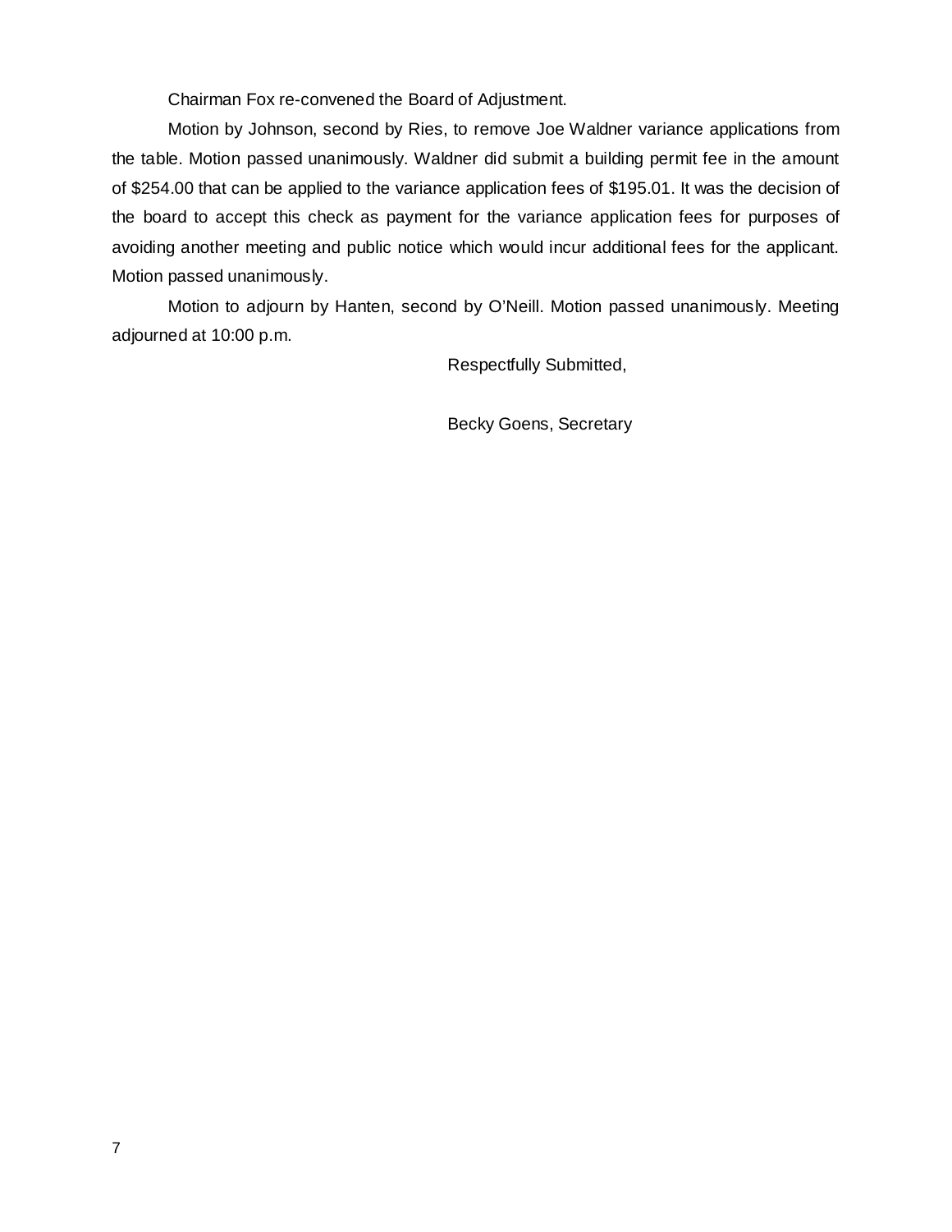Chairman Fox re-convened the Board of Adjustment.

Motion by Johnson, second by Ries, to remove Joe Waldner variance applications from the table. Motion passed unanimously. Waldner did submit a building permit fee in the amount of $254.00 that can be applied to the variance application fees of $195.01. It was the decision of the board to accept this check as payment for the variance application fees for purposes of avoiding another meeting and public notice which would incur additional fees for the applicant. Motion passed unanimously.

Motion to adjourn by Hanten, second by O'Neill. Motion passed unanimously. Meeting adjourned at 10:00 p.m.

Respectfully Submitted,

Becky Goens, Secretary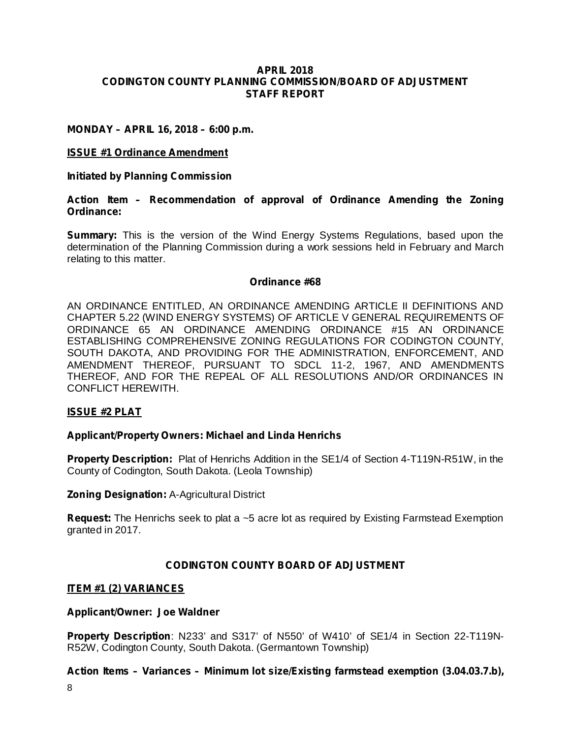**APRIL 2018**
**CODINGTON COUNTY PLANNING COMMISSION/BOARD OF ADJUSTMENT**
**STAFF REPORT**

**MONDAY – APRIL 16, 2018 – 6:00 p.m.**

**ISSUE #1 Ordinance Amendment**

**Initiated by Planning Commission**

**Action Item – Recommendation of approval of Ordinance Amending the Zoning Ordinance:**

**Summary:** This is the version of the Wind Energy Systems Regulations, based upon the determination of the Planning Commission during a work sessions held in February and March relating to this matter.

**Ordinance #68**

AN ORDINANCE ENTITLED, AN ORDINANCE AMENDING ARTICLE II DEFINITIONS AND CHAPTER 5.22 (WIND ENERGY SYSTEMS) OF ARTICLE V GENERAL REQUIREMENTS OF ORDINANCE 65 AN ORDINANCE AMENDING ORDINANCE #15 AN ORDINANCE ESTABLISHING COMPREHENSIVE ZONING REGULATIONS FOR CODINGTON COUNTY, SOUTH DAKOTA, AND PROVIDING FOR THE ADMINISTRATION, ENFORCEMENT, AND AMENDMENT THEREOF, PURSUANT TO SDCL 11-2, 1967, AND AMENDMENTS THEREOF, AND FOR THE REPEAL OF ALL RESOLUTIONS AND/OR ORDINANCES IN CONFLICT HEREWITH.

**ISSUE #2 PLAT**

**Applicant/Property Owners: Michael and Linda Henrichs**

**Property Description:** Plat of Henrichs Addition in the SE1/4 of Section 4-T119N-R51W, in the County of Codington, South Dakota. (Leola Township)

**Zoning Designation:** A-Agricultural District

**Request:** The Henrichs seek to plat a ~5 acre lot as required by Existing Farmstead Exemption granted in 2017.

**CODINGTON COUNTY BOARD OF ADJUSTMENT**

**ITEM #1 (2) VARIANCES**

**Applicant/Owner: Joe Waldner**

**Property Description**: N233' and S317' of N550' of W410' of SE1/4 in Section 22-T119N-R52W, Codington County, South Dakota. (Germantown Township)

**Action Items – Variances – Minimum lot size/Existing farmstead exemption (3.04.03.7.b),**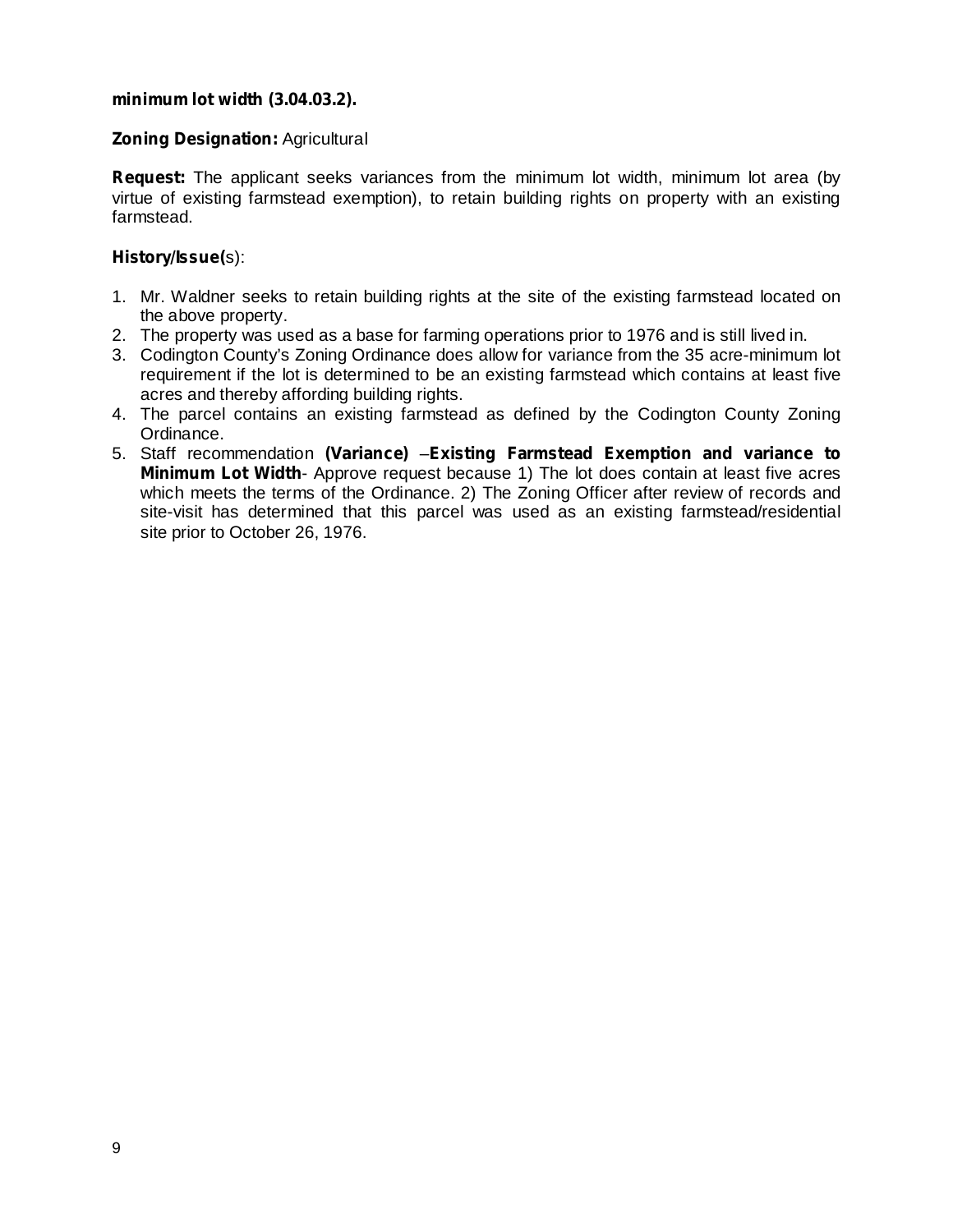**minimum lot width (3.04.03.2).**

**Zoning Designation:** Agricultural

**Request:** The applicant seeks variances from the minimum lot width, minimum lot area (by virtue of existing farmstead exemption), to retain building rights on property with an existing farmstead.

**History/Issue(**s):

1. Mr. Waldner seeks to retain building rights at the site of the existing farmstead located on the above property.
2. The property was used as a base for farming operations prior to 1976 and is still lived in.
3. Codington County's Zoning Ordinance does allow for variance from the 35 acre-minimum lot requirement if the lot is determined to be an existing farmstead which contains at least five acres and thereby affording building rights.
4. The parcel contains an existing farmstead as defined by the Codington County Zoning Ordinance.
5. Staff recommendation **(Variance)** –**Existing Farmstead Exemption and variance to Minimum Lot Width**- Approve request because 1) The lot does contain at least five acres which meets the terms of the Ordinance. 2) The Zoning Officer after review of records and site-visit has determined that this parcel was used as an existing farmstead/residential site prior to October 26, 1976.